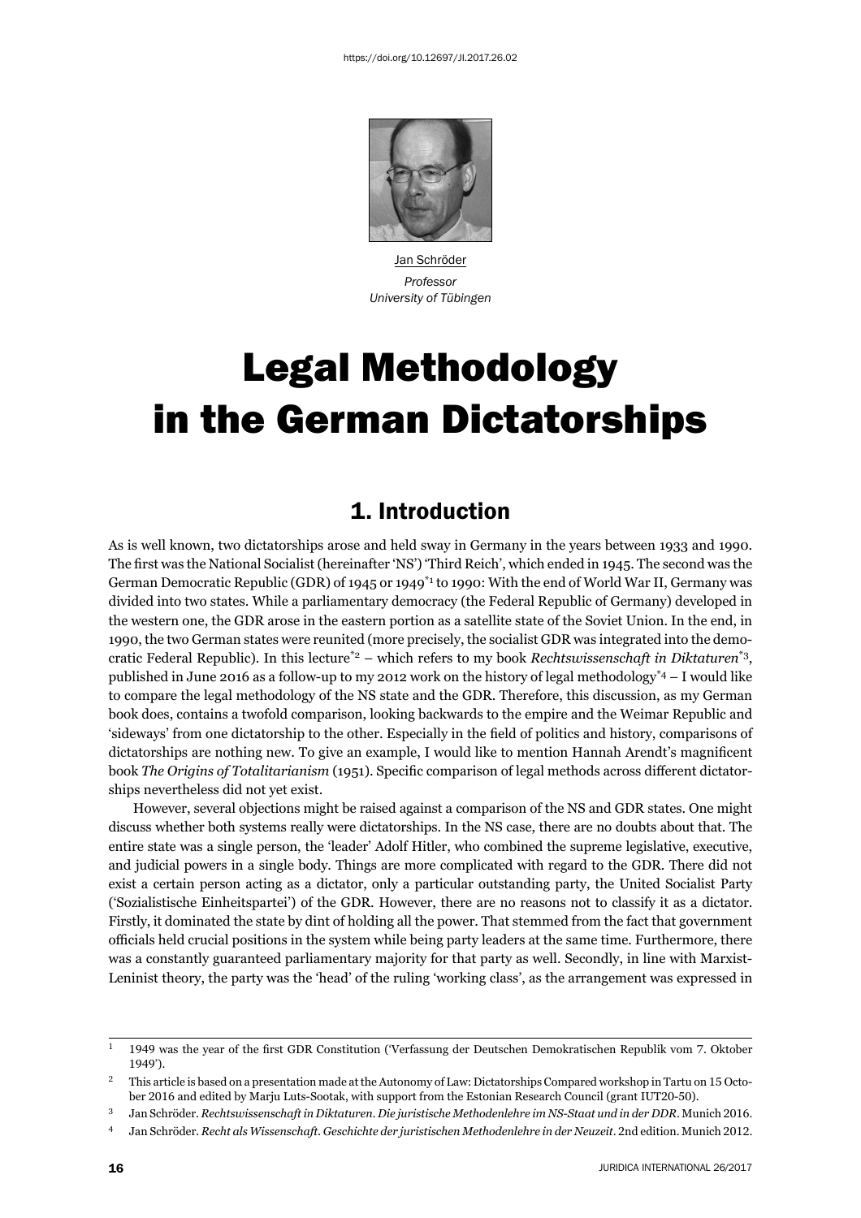https://doi.org/10.12697/JI.2017.26.02

Jan Schröder
*Professor*
*University of Tübingen*

# Legal Methodology in the German Dictatorships

## 1. Introduction

As is well known, two dictatorships arose and held sway in Germany in the years between 1933 and 1990. The first was the National Socialist (hereinafter 'NS') 'Third Reich', which ended in 1945. The second was the German Democratic Republic (GDR) of 1945 or 1949[*1] to 1990: With the end of World War II, Germany was divided into two states. While a parliamentary democracy (the Federal Republic of Germany) developed in the western one, the GDR arose in the eastern portion as a satellite state of the Soviet Union. In the end, in 1990, the two German states were reunited (more precisely, the socialist GDR was integrated into the democratic Federal Republic). In this lecture[*2] – which refers to my book *Rechtswissenschaft in Diktaturen*[*3], published in June 2016 as a follow-up to my 2012 work on the history of legal methodology[*4] – I would like to compare the legal methodology of the NS state and the GDR. Therefore, this discussion, as my German book does, contains a twofold comparison, looking backwards to the empire and the Weimar Republic and 'sideways' from one dictatorship to the other. Especially in the field of politics and history, comparisons of dictatorships are nothing new. To give an example, I would like to mention Hannah Arendt's magnificent book *The Origins of Totalitarianism* (1951). Specific comparison of legal methods across different dictatorships nevertheless did not yet exist.

However, several objections might be raised against a comparison of the NS and GDR states. One might discuss whether both systems really were dictatorships. In the NS case, there are no doubts about that. The entire state was a single person, the 'leader' Adolf Hitler, who combined the supreme legislative, executive, and judicial powers in a single body. Things are more complicated with regard to the GDR. There did not exist a certain person acting as a dictator, only a particular outstanding party, the United Socialist Party ('Sozialistische Einheitspartei') of the GDR. However, there are no reasons not to classify it as a dictator. Firstly, it dominated the state by dint of holding all the power. That stemmed from the fact that government officials held crucial positions in the system while being party leaders at the same time. Furthermore, there was a constantly guaranteed parliamentary majority for that party as well. Secondly, in line with Marxist-Leninist theory, the party was the 'head' of the ruling 'working class', as the arrangement was expressed in

---

[1] 1949 was the year of the first GDR Constitution ('Verfassung der Deutschen Demokratischen Republik vom 7. Oktober 1949').

[2] This article is based on a presentation made at the Autonomy of Law: Dictatorships Compared workshop in Tartu on 15 October 2016 and edited by Marju Luts-Sootak, with support from the Estonian Research Council (grant IUT20-50).

[3] Jan Schröder. *Rechtswissenschaft in Diktaturen. Die juristische Methodenlehre im NS-Staat und in der DDR*. Munich 2016.

[4] Jan Schröder. *Recht als Wissenschaft. Geschichte der juristischen Methodenlehre in der Neuzeit*. 2nd edition. Munich 2012.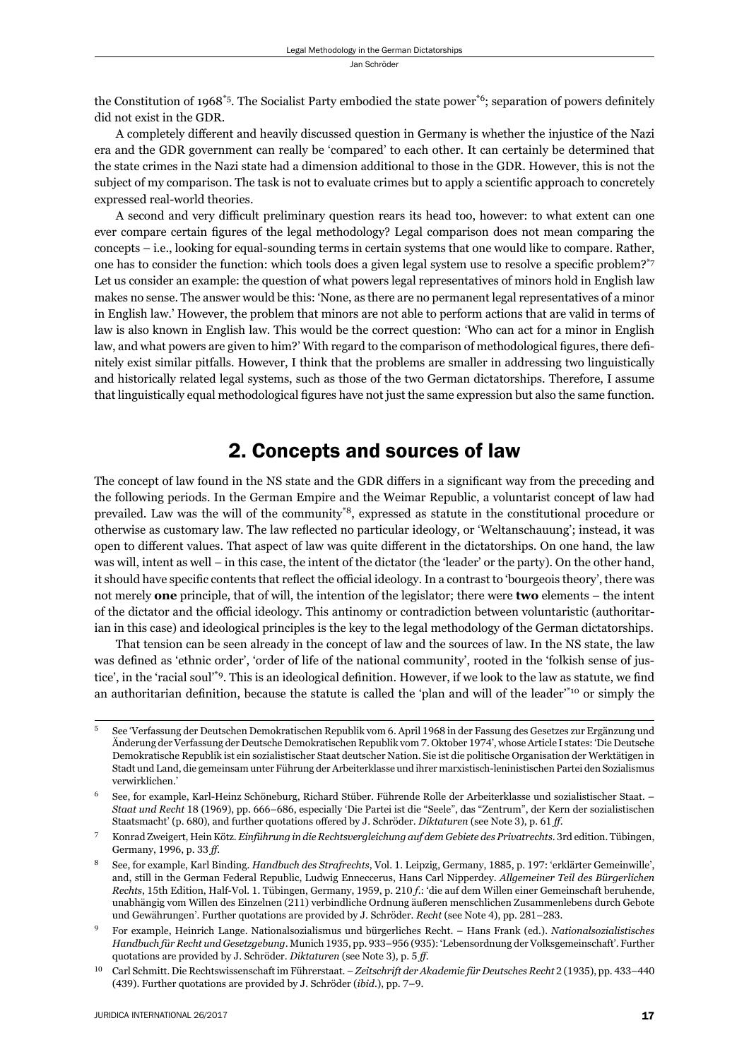the Constitution of 1968[*5]. The Socialist Party embodied the state power[*6]; separation of powers definitely did not exist in the GDR.

A completely different and heavily discussed question in Germany is whether the injustice of the Nazi era and the GDR government can really be 'compared' to each other. It can certainly be determined that the state crimes in the Nazi state had a dimension additional to those in the GDR. However, this is not the subject of my comparison. The task is not to evaluate crimes but to apply a scientific approach to concretely expressed real-world theories.

A second and very difficult preliminary question rears its head too, however: to what extent can one ever compare certain figures of the legal methodology? Legal comparison does not mean comparing the concepts – i.e., looking for equal-sounding terms in certain systems that one would like to compare. Rather, one has to consider the function: which tools does a given legal system use to resolve a specific problem?[*7] Let us consider an example: the question of what powers legal representatives of minors hold in English law makes no sense. The answer would be this: 'None, as there are no permanent legal representatives of a minor in English law.' However, the problem that minors are not able to perform actions that are valid in terms of law is also known in English law. This would be the correct question: 'Who can act for a minor in English law, and what powers are given to him?' With regard to the comparison of methodological figures, there definitely exist similar pitfalls. However, I think that the problems are smaller in addressing two linguistically and historically related legal systems, such as those of the two German dictatorships. Therefore, I assume that linguistically equal methodological figures have not just the same expression but also the same function.

## 2. Concepts and sources of law

The concept of law found in the NS state and the GDR differs in a significant way from the preceding and the following periods. In the German Empire and the Weimar Republic, a voluntarist concept of law had prevailed. Law was the will of the community[*8], expressed as statute in the constitutional procedure or otherwise as customary law. The law reflected no particular ideology, or 'Weltanschauung'; instead, it was open to different values. That aspect of law was quite different in the dictatorships. On one hand, the law was will, intent as well – in this case, the intent of the dictator (the 'leader' or the party). On the other hand, it should have specific contents that reflect the official ideology. In a contrast to 'bourgeois theory', there was not merely **one** principle, that of will, the intention of the legislator; there were **two** elements – the intent of the dictator and the official ideology. This antinomy or contradiction between voluntaristic (authoritarian in this case) and ideological principles is the key to the legal methodology of the German dictatorships.

That tension can be seen already in the concept of law and the sources of law. In the NS state, the law was defined as 'ethnic order', 'order of life of the national community', rooted in the 'folkish sense of justice', in the 'racial soul'[*9]. This is an ideological definition. However, if we look to the law as statute, we find an authoritarian definition, because the statute is called the 'plan and will of the leader'[*10] or simply the

---

5 See 'Verfassung der Deutschen Demokratischen Republik vom 6. April 1968 in der Fassung des Gesetzes zur Ergänzung und Änderung der Verfassung der Deutsche Demokratischen Republik vom 7. Oktober 1974', whose Article I states: 'Die Deutsche Demokratische Republik ist ein sozialistischer Staat deutscher Nation. Sie ist die politische Organisation der Werktätigen in Stadt und Land, die gemeinsam unter Führung der Arbeiterklasse und ihrer marxistisch-leninistischen Partei den Sozialismus verwirklichen.'

6 See, for example, Karl-Heinz Schöneburg, Richard Stüber. Führende Rolle der Arbeiterklasse und sozialistischer Staat. – *Staat und Recht* 18 (1969), pp. 666–686, especially 'Die Partei ist die "Seele", das "Zentrum", der Kern der sozialistischen Staatsmacht' (p. 680), and further quotations offered by J. Schröder. *Diktaturen* (see Note 3), p. 61 *ff*.

7 Konrad Zweigert, Hein Kötz. *Einführung in die Rechtsvergleichung auf dem Gebiete des Privatrechts*. 3rd edition. Tübingen, Germany, 1996, p. 33 *ff*.

8 See, for example, Karl Binding. *Handbuch des Strafrechts*, Vol. 1. Leipzig, Germany, 1885, p. 197: 'erklärter Gemeinwille', and, still in the German Federal Republic, Ludwig Enneccerus, Hans Carl Nipperdey. *Allgemeiner Teil des Bürgerlichen Rechts*, 15th Edition, Half-Vol. 1. Tübingen, Germany, 1959, p. 210 *f*.: 'die auf dem Willen einer Gemeinschaft beruhende, unabhängig vom Willen des Einzelnen (211) verbindliche Ordnung äußeren menschlichen Zusammenlebens durch Gebote und Gewährungen'. Further quotations are provided by J. Schröder. *Recht* (see Note 4), pp. 281–283.

9 For example, Heinrich Lange. Nationalsozialismus und bürgerliches Recht. – Hans Frank (ed.). *Nationalsozialistisches Handbuch für Recht und Gesetzgebung*. Munich 1935, pp. 933–956 (935): 'Lebensordnung der Volksgemeinschaft'. Further quotations are provided by J. Schröder. *Diktaturen* (see Note 3), p. 5 *ff*.

10 Carl Schmitt. Die Rechtswissenschaft im Führerstaat. – *Zeitschrift der Akademie für Deutsches Recht* 2 (1935), pp. 433–440 (439). Further quotations are provided by J. Schröder (*ibid*.), pp. 7–9.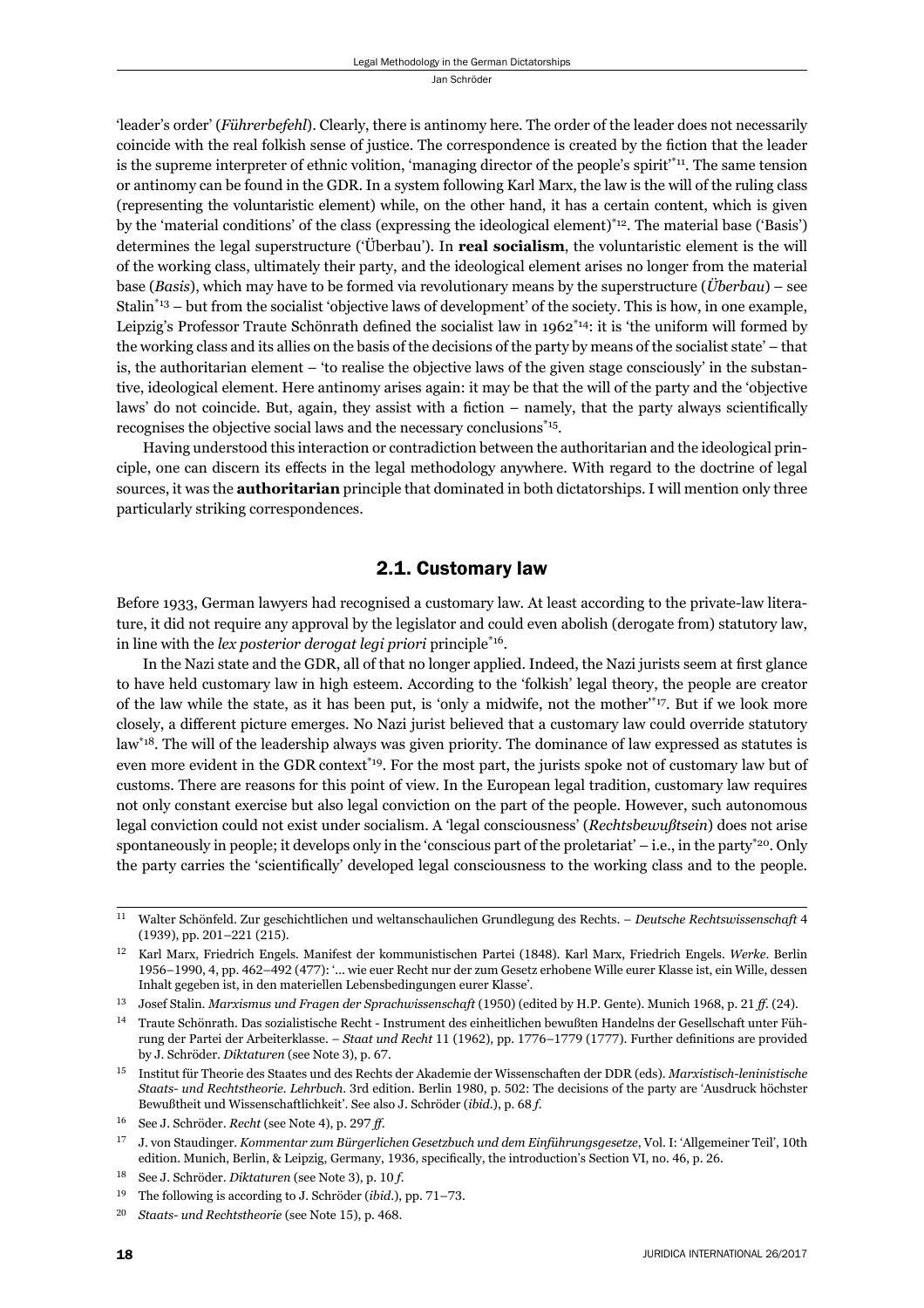'leader's order' (*Führerbefehl*). Clearly, there is antinomy here. The order of the leader does not necessarily coincide with the real folkish sense of justice. The correspondence is created by the fiction that the leader is the supreme interpreter of ethnic volition, 'managing director of the people's spirit'[11]. The same tension or antinomy can be found in the GDR. In a system following Karl Marx, the law is the will of the ruling class (representing the voluntaristic element) while, on the other hand, it has a certain content, which is given by the 'material conditions' of the class (expressing the ideological element)[12]. The material base ('Basis') determines the legal superstructure ('Überbau'). In **real socialism**, the voluntaristic element is the will of the working class, ultimately their party, and the ideological element arises no longer from the material base (*Basis*), which may have to be formed via revolutionary means by the superstructure (*Überbau*) – see Stalin[13] – but from the socialist 'objective laws of development' of the society. This is how, in one example, Leipzig's Professor Traute Schönrath defined the socialist law in 1962[14]: it is 'the uniform will formed by the working class and its allies on the basis of the decisions of the party by means of the socialist state' – that is, the authoritarian element – 'to realise the objective laws of the given stage consciously' in the substantive, ideological element. Here antinomy arises again: it may be that the will of the party and the 'objective laws' do not coincide. But, again, they assist with a fiction – namely, that the party always scientifically recognises the objective social laws and the necessary conclusions[15].

Having understood this interaction or contradiction between the authoritarian and the ideological principle, one can discern its effects in the legal methodology anywhere. With regard to the doctrine of legal sources, it was the **authoritarian** principle that dominated in both dictatorships. I will mention only three particularly striking correspondences.

## 2.1. Customary law

Before 1933, German lawyers had recognised a customary law. At least according to the private-law literature, it did not require any approval by the legislator and could even abolish (derogate from) statutory law, in line with the *lex posterior derogat legi priori* principle[16].

In the Nazi state and the GDR, all of that no longer applied. Indeed, the Nazi jurists seem at first glance to have held customary law in high esteem. According to the 'folkish' legal theory, the people are creator of the law while the state, as it has been put, is 'only a midwife, not the mother'[17]. But if we look more closely, a different picture emerges. No Nazi jurist believed that a customary law could override statutory law[18]. The will of the leadership always was given priority. The dominance of law expressed as statutes is even more evident in the GDR context[19]. For the most part, the jurists spoke not of customary law but of customs. There are reasons for this point of view. In the European legal tradition, customary law requires not only constant exercise but also legal conviction on the part of the people. However, such autonomous legal conviction could not exist under socialism. A 'legal consciousness' (*Rechtsbewußtsein*) does not arise spontaneously in people; it develops only in the 'conscious part of the proletariat' – i.e., in the party[20]. Only the party carries the 'scientifically' developed legal consciousness to the working class and to the people.

---

[11] Walter Schönfeld. Zur geschichtlichen und weltanschaulichen Grundlegung des Rechts. – *Deutsche Rechtswissenschaft* 4 (1939), pp. 201–221 (215).

[12] Karl Marx, Friedrich Engels. Manifest der kommunistischen Partei (1848). Karl Marx, Friedrich Engels. *Werke*. Berlin 1956–1990, 4, pp. 462–492 (477): '... wie euer Recht nur der zum Gesetz erhobene Wille eurer Klasse ist, ein Wille, dessen Inhalt gegeben ist, in den materiellen Lebensbedingungen eurer Klasse'.

[13] Josef Stalin. *Marxismus und Fragen der Sprachwissenschaft* (1950) (edited by H.P. Gente). Munich 1968, p. 21 *ff*. (24).

[14] Traute Schönrath. Das sozialistische Recht - Instrument des einheitlichen bewußten Handelns der Gesellschaft unter Führung der Partei der Arbeiterklasse. – *Staat und Recht* 11 (1962), pp. 1776–1779 (1777). Further definitions are provided by J. Schröder. *Diktaturen* (see Note 3), p. 67.

[15] Institut für Theorie des Staates und des Rechts der Akademie der Wissenschaften der DDR (eds). *Marxistisch-leninistische Staats- und Rechtstheorie. Lehrbuch*. 3rd edition. Berlin 1980, p. 502: The decisions of the party are 'Ausdruck höchster Bewußtheit und Wissenschaftlichkeit'. See also J. Schröder (*ibid.*), p. 68 *f*.

[16] See J. Schröder. *Recht* (see Note 4), p. 297 *ff*.

[17] J. von Staudinger. *Kommentar zum Bürgerlichen Gesetzbuch und dem Einführungsgesetze*, Vol. I: 'Allgemeiner Teil', 10th edition. Munich, Berlin, & Leipzig, Germany, 1936, specifically, the introduction's Section VI, no. 46, p. 26.

[18] See J. Schröder. *Diktaturen* (see Note 3), p. 10 *f*.

[19] The following is according to J. Schröder (*ibid.*), pp. 71–73.

[20] *Staats- und Rechtstheorie* (see Note 15), p. 468.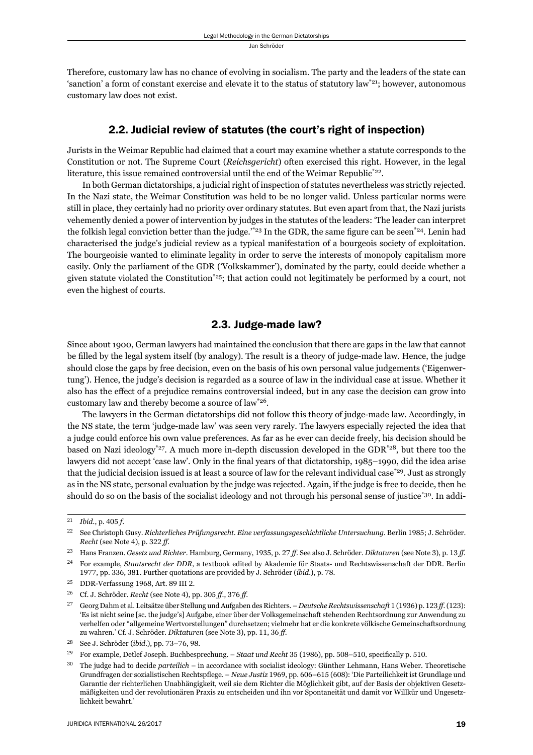Therefore, customary law has no chance of evolving in socialism. The party and the leaders of the state can 'sanction' a form of constant exercise and elevate it to the status of statutory law[*21]; however, autonomous customary law does not exist.

## 2.2. Judicial review of statutes (the court's right of inspection)

Jurists in the Weimar Republic had claimed that a court may examine whether a statute corresponds to the Constitution or not. The Supreme Court (*Reichsgericht*) often exercised this right. However, in the legal literature, this issue remained controversial until the end of the Weimar Republic[*22].

In both German dictatorships, a judicial right of inspection of statutes nevertheless was strictly rejected. In the Nazi state, the Weimar Constitution was held to be no longer valid. Unless particular norms were still in place, they certainly had no priority over ordinary statutes. But even apart from that, the Nazi jurists vehemently denied a power of intervention by judges in the statutes of the leaders: 'The leader can interpret the folkish legal conviction better than the judge.'[*23] In the GDR, the same figure can be seen[*24]. Lenin had characterised the judge's judicial review as a typical manifestation of a bourgeois society of exploitation. The bourgeoisie wanted to eliminate legality in order to serve the interests of monopoly capitalism more easily. Only the parliament of the GDR ('Volkskammer'), dominated by the party, could decide whether a given statute violated the Constitution[*25]; that action could not legitimately be performed by a court, not even the highest of courts.

## 2.3. Judge-made law?

Since about 1900, German lawyers had maintained the conclusion that there are gaps in the law that cannot be filled by the legal system itself (by analogy). The result is a theory of judge-made law. Hence, the judge should close the gaps by free decision, even on the basis of his own personal value judgements ('Eigenwertung'). Hence, the judge's decision is regarded as a source of law in the individual case at issue. Whether it also has the effect of a prejudice remains controversial indeed, but in any case the decision can grow into customary law and thereby become a source of law[*26].

The lawyers in the German dictatorships did not follow this theory of judge-made law. Accordingly, in the NS state, the term 'judge-made law' was seen very rarely. The lawyers especially rejected the idea that a judge could enforce his own value preferences. As far as he ever can decide freely, his decision should be based on Nazi ideology[*27]. A much more in-depth discussion developed in the GDR[*28], but there too the lawyers did not accept 'case law'. Only in the final years of that dictatorship, 1985–1990, did the idea arise that the judicial decision issued is at least a source of law for the relevant individual case[*29]. Just as strongly as in the NS state, personal evaluation by the judge was rejected. Again, if the judge is free to decide, then he should do so on the basis of the socialist ideology and not through his personal sense of justice[*30]. In addi-

---

21 *Ibid.*, p. 405 *f*.

22 See Christoph Gusy. *Richterliches Prüfungsrecht. Eine verfassungsgeschichtliche Untersuchung*. Berlin 1985; J. Schröder. *Recht* (see Note 4), p. 322 *ff*.

23 Hans Franzen. *Gesetz und Richter*. Hamburg, Germany, 1935, p. 27 *ff*. See also J. Schröder. *Diktaturen* (see Note 3), p. 13 *ff*.

24 For example, *Staatsrecht der DDR*, a textbook edited by Akademie für Staats- und Rechtswissenschaft der DDR. Berlin 1977, pp. 336, 381. Further quotations are provided by J. Schröder (*ibid.*), p. 78.

25 DDR-Verfassung 1968, Art. 89 III 2.

26 Cf. J. Schröder. *Recht* (see Note 4), pp. 305 *ff*., 376 *ff*.

27 Georg Dahm et al. Leitsätze über Stellung und Aufgaben des Richters. – *Deutsche Rechtswissenschaft* 1 (1936) p. 123 *ff*. (123): 'Es ist nicht seine [sc. the judge's] Aufgabe, einer über der Volksgemeinschaft stehenden Rechtsordnung zur Anwendung zu verhelfen oder "allgemeine Wertvorstellungen" durchsetzen; vielmehr hat er die konkrete völkische Gemeinschaftsordnung zu wahren.' Cf. J. Schröder. *Diktaturen* (see Note 3), pp. 11, 36 *ff*.

28 See J. Schröder (*ibid.*), pp. 73–76, 98.

29 For example, Detlef Joseph. Buchbesprechung. – *Staat und Recht* 35 (1986), pp. 508–510, specifically p. 510.

30 The judge had to decide *parteilich* – in accordance with socialist ideology: Günther Lehmann, Hans Weber. Theoretische Grundfragen der sozialistischen Rechtspflege. – *Neue Justiz* 1969, pp. 606–615 (608): 'Die Parteilichkeit ist Grundlage und Garantie der richterlichen Unabhängigkeit, weil sie dem Richter die Möglichkeit gibt, auf der Basis der objektiven Gesetzmäßigkeiten und der revolutionären Praxis zu entscheiden und ihn vor Spontaneität und damit vor Willkür und Ungesetzlichkeit bewahrt.'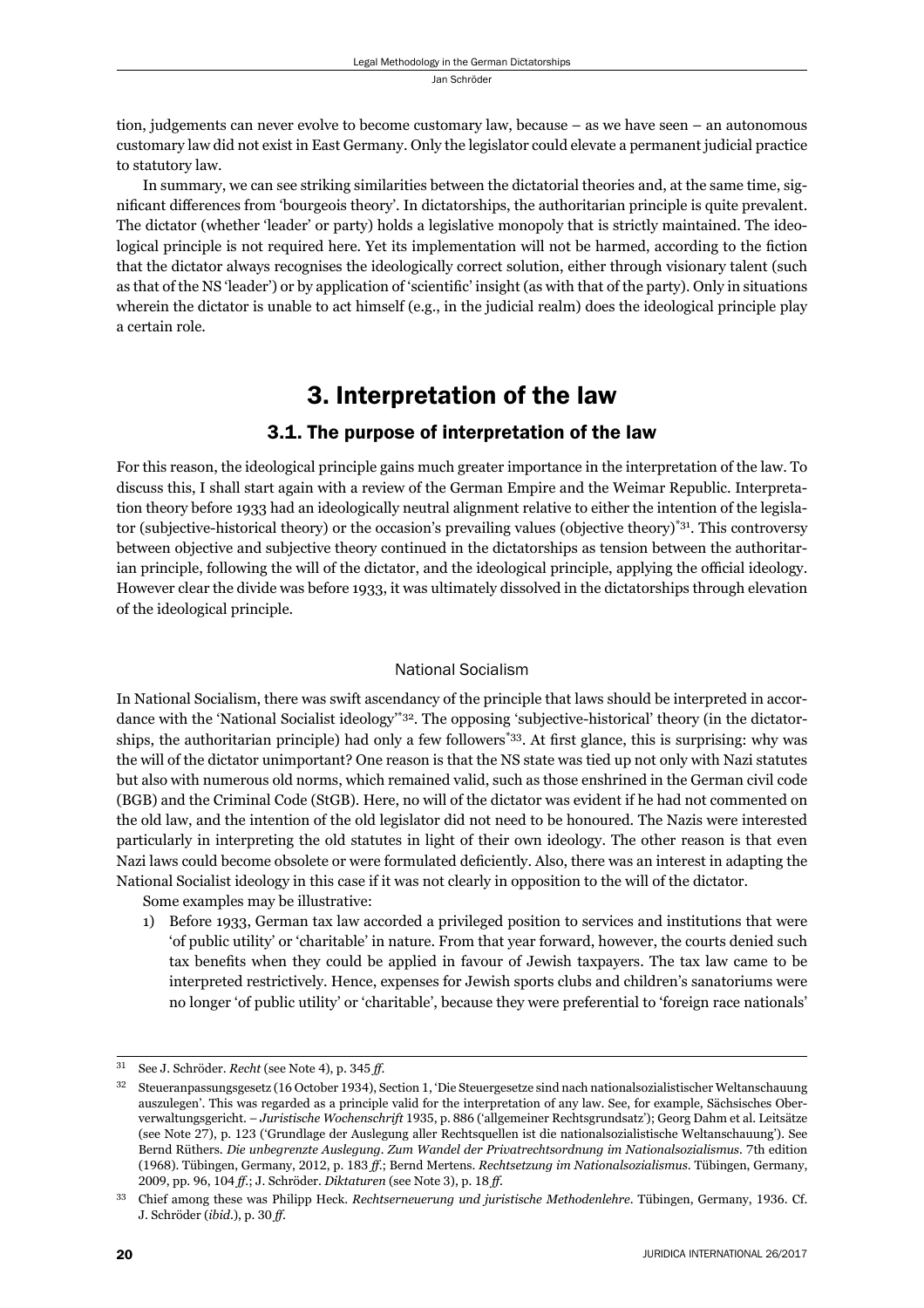tion, judgements can never evolve to become customary law, because – as we have seen – an autonomous customary law did not exist in East Germany. Only the legislator could elevate a permanent judicial practice to statutory law.

In summary, we can see striking similarities between the dictatorial theories and, at the same time, significant differences from 'bourgeois theory'. In dictatorships, the authoritarian principle is quite prevalent. The dictator (whether 'leader' or party) holds a legislative monopoly that is strictly maintained. The ideological principle is not required here. Yet its implementation will not be harmed, according to the fiction that the dictator always recognises the ideologically correct solution, either through visionary talent (such as that of the NS 'leader') or by application of 'scientific' insight (as with that of the party). Only in situations wherein the dictator is unable to act himself (e.g., in the judicial realm) does the ideological principle play a certain role.

## 3. Interpretation of the law

### 3.1. The purpose of interpretation of the law

For this reason, the ideological principle gains much greater importance in the interpretation of the law. To discuss this, I shall start again with a review of the German Empire and the Weimar Republic. Interpretation theory before 1933 had an ideologically neutral alignment relative to either the intention of the legislator (subjective-historical theory) or the occasion's prevailing values (objective theory)*[31]. This controversy between objective and subjective theory continued in the dictatorships as tension between the authoritarian principle, following the will of the dictator, and the ideological principle, applying the official ideology. However clear the divide was before 1933, it was ultimately dissolved in the dictatorships through elevation of the ideological principle.

#### National Socialism

In National Socialism, there was swift ascendancy of the principle that laws should be interpreted in accordance with the 'National Socialist ideology'*[32]. The opposing 'subjective-historical' theory (in the dictatorships, the authoritarian principle) had only a few followers*[33]. At first glance, this is surprising: why was the will of the dictator unimportant? One reason is that the NS state was tied up not only with Nazi statutes but also with numerous old norms, which remained valid, such as those enshrined in the German civil code (BGB) and the Criminal Code (StGB). Here, no will of the dictator was evident if he had not commented on the old law, and the intention of the old legislator did not need to be honoured. The Nazis were interested particularly in interpreting the old statutes in light of their own ideology. The other reason is that even Nazi laws could become obsolete or were formulated deficiently. Also, there was an interest in adapting the National Socialist ideology in this case if it was not clearly in opposition to the will of the dictator.

Some examples may be illustrative:

1) Before 1933, German tax law accorded a privileged position to services and institutions that were 'of public utility' or 'charitable' in nature. From that year forward, however, the courts denied such tax benefits when they could be applied in favour of Jewish taxpayers. The tax law came to be interpreted restrictively. Hence, expenses for Jewish sports clubs and children's sanatoriums were no longer 'of public utility' or 'charitable', because they were preferential to 'foreign race nationals'

---

[31] See J. Schröder. *Recht* (see Note 4), p. 345 *ff*.

[32] Steueranpassungsgesetz (16 October 1934), Section 1, 'Die Steuergesetze sind nach nationalsozialistischer Weltanschauung auszulegen'. This was regarded as a principle valid for the interpretation of any law. See, for example, Sächsisches Oberverwaltungsgericht. – *Juristische Wochenschrift* 1935, p. 886 ('allgemeiner Rechtsgrundsatz'); Georg Dahm et al. Leitsätze (see Note 27), p. 123 ('Grundlage der Auslegung aller Rechtsquellen ist die nationalsozialistische Weltanschauung'). See Bernd Rüthers. *Die unbegrenzte Auslegung. Zum Wandel der Privatrechtsordnung im Nationalsozialismus*. 7th edition (1968). Tübingen, Germany, 2012, p. 183 *ff*.; Bernd Mertens. *Rechtsetzung im Nationalsozialismus*. Tübingen, Germany, 2009, pp. 96, 104 *ff*.; J. Schröder. *Diktaturen* (see Note 3), p. 18 *ff*.

[33] Chief among these was Philipp Heck. *Rechtserneuerung und juristische Methodenlehre*. Tübingen, Germany, 1936. Cf. J. Schröder (*ibid*.), p. 30 *ff*.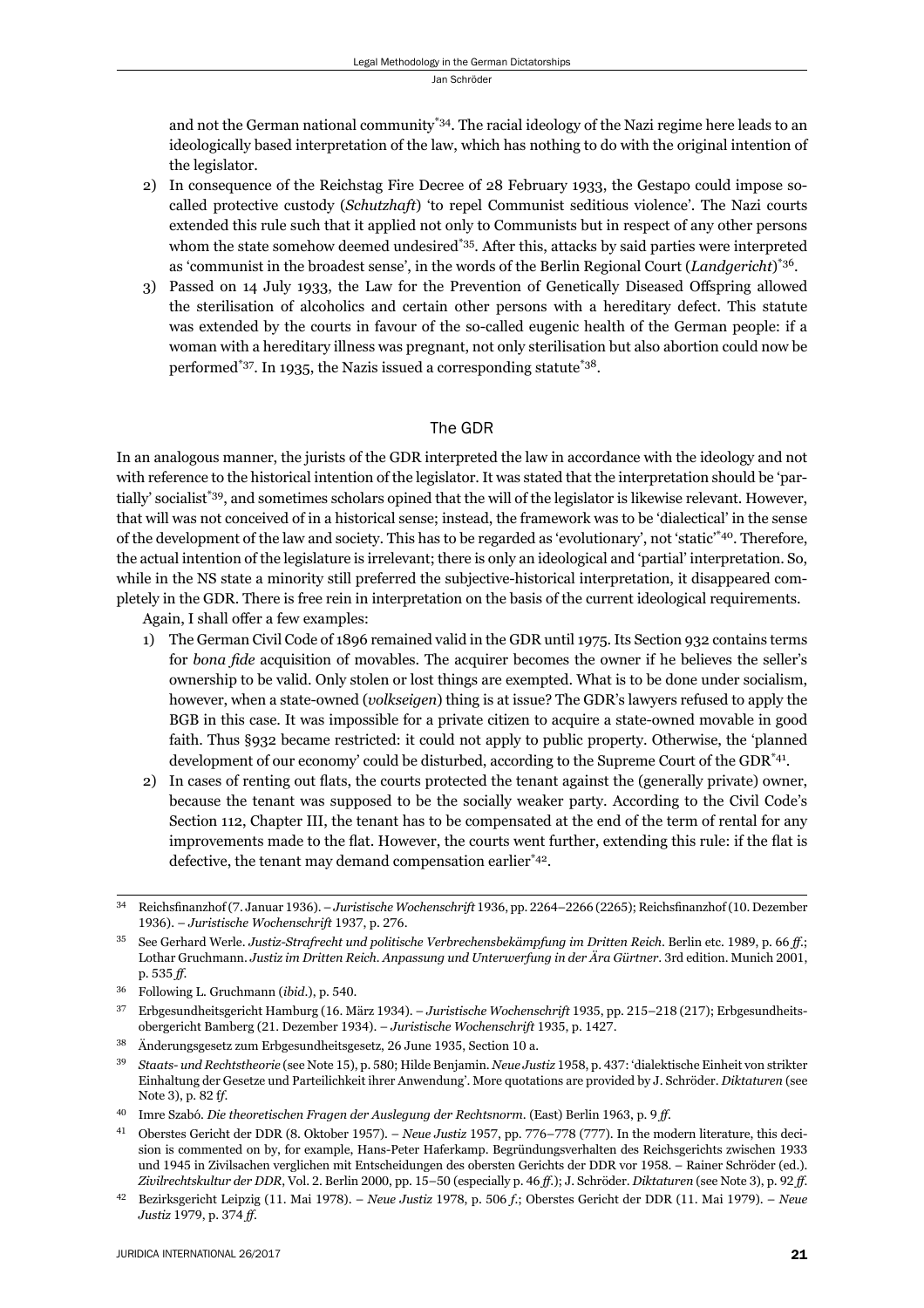and not the German national community[*34]. The racial ideology of the Nazi regime here leads to an ideologically based interpretation of the law, which has nothing to do with the original intention of the legislator.

2) In consequence of the Reichstag Fire Decree of 28 February 1933, the Gestapo could impose so-called protective custody (*Schutzhaft*) 'to repel Communist seditious violence'. The Nazi courts extended this rule such that it applied not only to Communists but in respect of any other persons whom the state somehow deemed undesired[*35]. After this, attacks by said parties were interpreted as 'communist in the broadest sense', in the words of the Berlin Regional Court (*Landgericht*)[*36].
3) Passed on 14 July 1933, the Law for the Prevention of Genetically Diseased Offspring allowed the sterilisation of alcoholics and certain other persons with a hereditary defect. This statute was extended by the courts in favour of the so-called eugenic health of the German people: if a woman with a hereditary illness was pregnant, not only sterilisation but also abortion could now be performed[*37]. In 1935, the Nazis issued a corresponding statute[*38].

## The GDR

In an analogous manner, the jurists of the GDR interpreted the law in accordance with the ideology and not with reference to the historical intention of the legislator. It was stated that the interpretation should be 'partially' socialist[*39], and sometimes scholars opined that the will of the legislator is likewise relevant. However, that will was not conceived of in a historical sense; instead, the framework was to be 'dialectical' in the sense of the development of the law and society. This has to be regarded as 'evolutionary', not 'static'[*40]. Therefore, the actual intention of the legislature is irrelevant; there is only an ideological and 'partial' interpretation. So, while in the NS state a minority still preferred the subjective-historical interpretation, it disappeared completely in the GDR. There is free rein in interpretation on the basis of the current ideological requirements.

Again, I shall offer a few examples:

1) The German Civil Code of 1896 remained valid in the GDR until 1975. Its Section 932 contains terms for *bona fide* acquisition of movables. The acquirer becomes the owner if he believes the seller's ownership to be valid. Only stolen or lost things are exempted. What is to be done under socialism, however, when a state-owned (*volkseigen*) thing is at issue? The GDR's lawyers refused to apply the BGB in this case. It was impossible for a private citizen to acquire a state-owned movable in good faith. Thus §932 became restricted: it could not apply to public property. Otherwise, the 'planned development of our economy' could be disturbed, according to the Supreme Court of the GDR[*41].
2) In cases of renting out flats, the courts protected the tenant against the (generally private) owner, because the tenant was supposed to be the socially weaker party. According to the Civil Code's Section 112, Chapter III, the tenant has to be compensated at the end of the term of rental for any improvements made to the flat. However, the courts went further, extending this rule: if the flat is defective, the tenant may demand compensation earlier[*42].

---

[34] Reichsfinanzhof (7. Januar 1936). – *Juristische Wochenschrift* 1936, pp. 2264–2266 (2265); Reichsfinanzhof (10. Dezember 1936). – *Juristische Wochenschrift* 1937, p. 276.

[35] See Gerhard Werle. *Justiz-Strafrecht und politische Verbrechensbekämpfung im Dritten Reich*. Berlin etc. 1989, p. 66 *ff*.; Lothar Gruchmann. *Justiz im Dritten Reich. Anpassung und Unterwerfung in der Ära Gürtner*. 3rd edition. Munich 2001, p. 535 *ff*.

[36] Following L. Gruchmann (*ibid*.), p. 540.

[37] Erbgesundheitsgericht Hamburg (16. März 1934). – *Juristische Wochenschrift* 1935, pp. 215–218 (217); Erbgesundheitsobergericht Bamberg (21. Dezember 1934). – *Juristische Wochenschrift* 1935, p. 1427.

[38] Änderungsgesetz zum Erbgesundheitsgesetz, 26 June 1935, Section 10 a.

[39] *Staats- und Rechtstheorie* (see Note 15), p. 580; Hilde Benjamin. *Neue Justiz* 1958, p. 437: 'dialektische Einheit von strikter Einhaltung der Gesetze und Parteilichkeit ihrer Anwendung'. More quotations are provided by J. Schröder. *Diktaturen* (see Note 3), p. 82 f*f*.

[40] Imre Szabó. *Die theoretischen Fragen der Auslegung der Rechtsnorm*. (East) Berlin 1963, p. 9 *ff*.

[41] Oberstes Gericht der DDR (8. Oktober 1957). – *Neue Justiz* 1957, pp. 776–778 (777). In the modern literature, this decision is commented on by, for example, Hans-Peter Haferkamp. Begründungsverhalten des Reichsgerichts zwischen 1933 und 1945 in Zivilsachen verglichen mit Entscheidungen des obersten Gerichts der DDR vor 1958. – Rainer Schröder (ed.). *Zivilrechtskultur der DDR*, Vol. 2. Berlin 2000, pp. 15–50 (especially p. 46 *ff*.); J. Schröder. *Diktaturen* (see Note 3), p. 92 *ff*.

[42] Bezirksgericht Leipzig (11. Mai 1978). – *Neue Justiz* 1978, p. 506 *f*.; Oberstes Gericht der DDR (11. Mai 1979). – *Neue Justiz* 1979, p. 374 *ff*.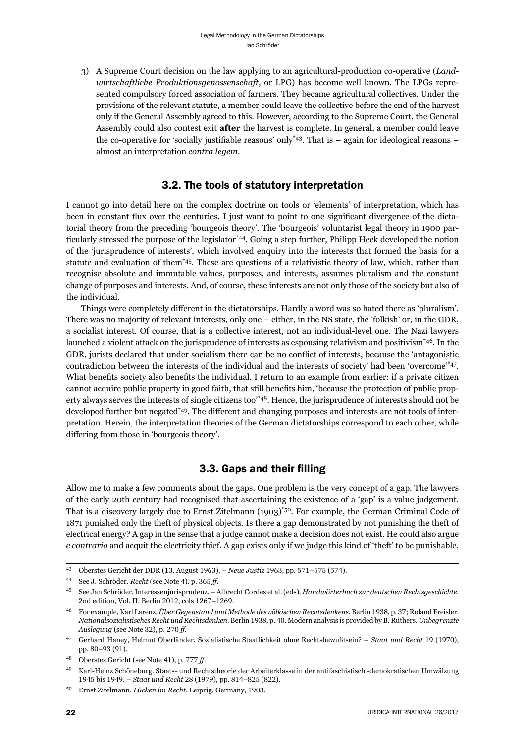3) A Supreme Court decision on the law applying to an agricultural-production co-operative (*Landwirtschaftliche Produktionsgenossenschaft*, or LPG) has become well known. The LPGs represented compulsory forced association of farmers. They became agricultural collectives. Under the provisions of the relevant statute, a member could leave the collective before the end of the harvest only if the General Assembly agreed to this. However, according to the Supreme Court, the General Assembly could also contest exit **after** the harvest is complete. In general, a member could leave the co-operative for 'socially justifiable reasons' only[*43]. That is – again for ideological reasons – almost an interpretation *contra legem*.

## 3.2. The tools of statutory interpretation

I cannot go into detail here on the complex doctrine on tools or 'elements' of interpretation, which has been in constant flux over the centuries. I just want to point to one significant divergence of the dictatorial theory from the preceding 'bourgeois theory'. The 'bourgeois' voluntarist legal theory in 1900 particularly stressed the purpose of the legislator[*44]. Going a step further, Philipp Heck developed the notion of the 'jurisprudence of interests', which involved enquiry into the interests that formed the basis for a statute and evaluation of them[*45]. These are questions of a relativistic theory of law, which, rather than recognise absolute and immutable values, purposes, and interests, assumes pluralism and the constant change of purposes and interests. And, of course, these interests are not only those of the society but also of the individual.

Things were completely different in the dictatorships. Hardly a word was so hated there as 'pluralism'. There was no majority of relevant interests, only one – either, in the NS state, the 'folkish' or, in the GDR, a socialist interest. Of course, that is a collective interest, not an individual-level one. The Nazi lawyers launched a violent attack on the jurisprudence of interests as espousing relativism and positivism[*46]. In the GDR, jurists declared that under socialism there can be no conflict of interests, because the 'antagonistic contradiction between the interests of the individual and the interests of society' had been 'overcome'[*47]. What benefits society also benefits the individual. I return to an example from earlier: if a private citizen cannot acquire public property in good faith, that still benefits him, 'because the protection of public property always serves the interests of single citizens too'[*48]. Hence, the jurisprudence of interests should not be developed further but negated[*49]. The different and changing purposes and interests are not tools of interpretation. Herein, the interpretation theories of the German dictatorships correspond to each other, while differing from those in 'bourgeois theory'.

## 3.3. Gaps and their filling

Allow me to make a few comments about the gaps. One problem is the very concept of a gap. The lawyers of the early 20th century had recognised that ascertaining the existence of a 'gap' is a value judgement. That is a discovery largely due to Ernst Zitelmann (1903)[*50]. For example, the German Criminal Code of 1871 punished only the theft of physical objects. Is there a gap demonstrated by not punishing the theft of electrical energy? A gap in the sense that a judge cannot make a decision does not exist. He could also argue *e contrario* and acquit the electricity thief. A gap exists only if we judge this kind of 'theft' to be punishable.

---

43 Oberstes Gericht der DDR (13. August 1963). – *Neue Justiz* 1963, pp. 571–575 (574).

44 See J. Schröder. *Recht* (see Note 4), p. 365 *ff*.

45 See Jan Schröder. Interessenjurisprudenz. – Albrecht Cordes et al. (eds). *Handwörterbuch zur deutschen Rechtsgeschichte*. 2nd edition, Vol. II. Berlin 2012, cols 1267–1269.

46 For example, Karl Larenz. *Über Gegenstand und Methode des völkischen Rechtsdenkens*. Berlin 1938, p. 37; Roland Freisler. *Nationalsozialistisches Recht und Rechtsdenken*. Berlin 1938, p. 40. Modern analysis is provided by B. Rüthers. *Unbegrenzte Auslegung* (see Note 32), p. 270 *ff*.

47 Gerhard Haney, Helmut Oberländer. Sozialistische Staatlichkeit ohne Rechtsbewußtsein? – *Staat und Recht* 19 (1970), pp. 80–93 (91).

48 Oberstes Gericht (see Note 41), p. 777 *ff*.

49 Karl-Heinz Schöneburg. Staats- und Rechtstheorie der Arbeiterklasse in der antifaschistisch -demokratischen Umwälzung 1945 bis 1949. – *Staat und Recht* 28 (1979), pp. 814–825 (822).

50 Ernst Zitelmann. *Lücken im Recht*. Leipzig, Germany, 1903.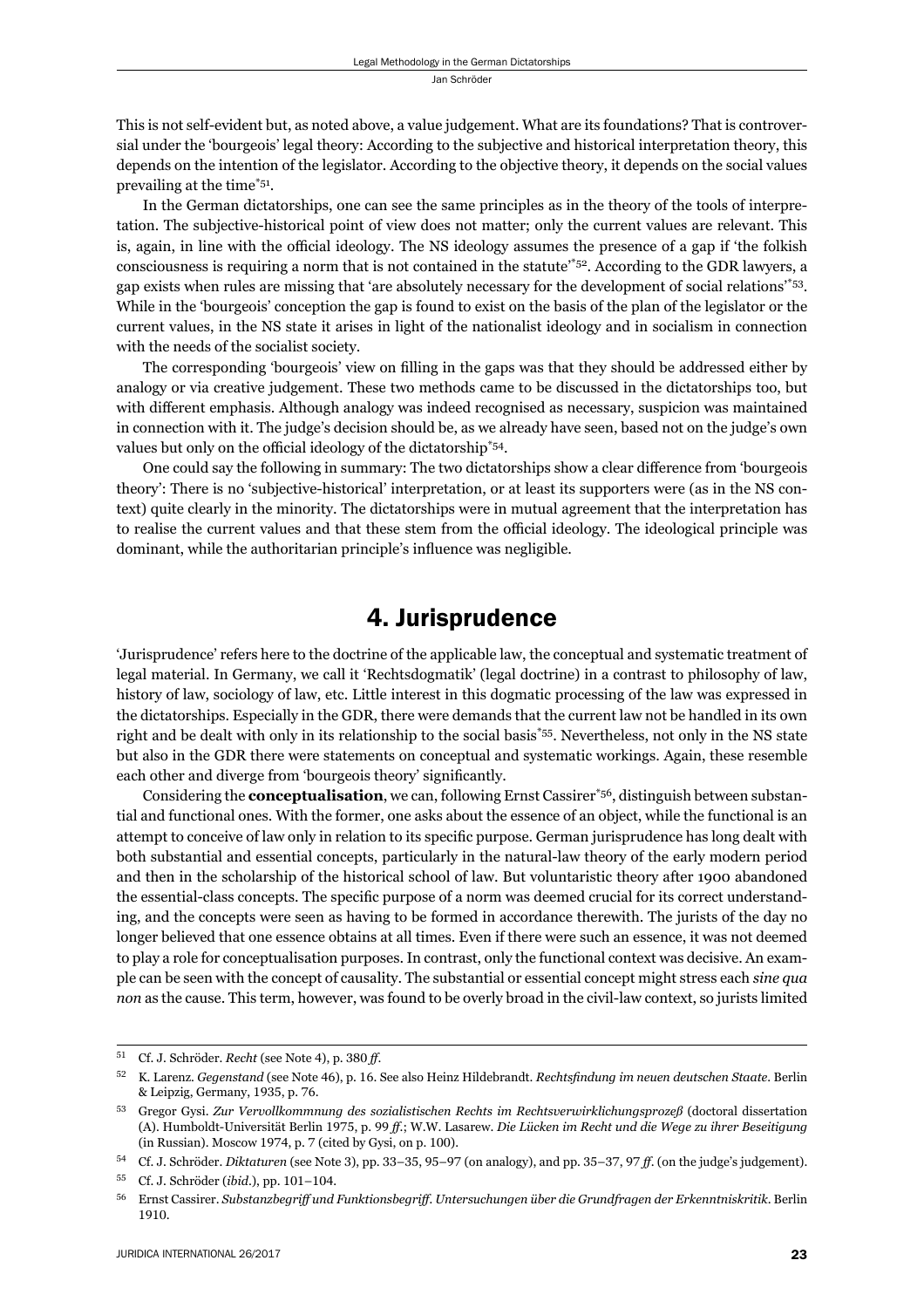This is not self-evident but, as noted above, a value judgement. What are its foundations? That is controversial under the 'bourgeois' legal theory: According to the subjective and historical interpretation theory, this depends on the intention of the legislator. According to the objective theory, it depends on the social values prevailing at the time[*51].

In the German dictatorships, one can see the same principles as in the theory of the tools of interpretation. The subjective-historical point of view does not matter; only the current values are relevant. This is, again, in line with the official ideology. The NS ideology assumes the presence of a gap if 'the folkish consciousness is requiring a norm that is not contained in the statute'[*52]. According to the GDR lawyers, a gap exists when rules are missing that 'are absolutely necessary for the development of social relations'[*53]. While in the 'bourgeois' conception the gap is found to exist on the basis of the plan of the legislator or the current values, in the NS state it arises in light of the nationalist ideology and in socialism in connection with the needs of the socialist society.

The corresponding 'bourgeois' view on filling in the gaps was that they should be addressed either by analogy or via creative judgement. These two methods came to be discussed in the dictatorships too, but with different emphasis. Although analogy was indeed recognised as necessary, suspicion was maintained in connection with it. The judge's decision should be, as we already have seen, based not on the judge's own values but only on the official ideology of the dictatorship[*54].

One could say the following in summary: The two dictatorships show a clear difference from 'bourgeois theory': There is no 'subjective-historical' interpretation, or at least its supporters were (as in the NS context) quite clearly in the minority. The dictatorships were in mutual agreement that the interpretation has to realise the current values and that these stem from the official ideology. The ideological principle was dominant, while the authoritarian principle's influence was negligible.

## 4. Jurisprudence

'Jurisprudence' refers here to the doctrine of the applicable law, the conceptual and systematic treatment of legal material. In Germany, we call it 'Rechtsdogmatik' (legal doctrine) in a contrast to philosophy of law, history of law, sociology of law, etc. Little interest in this dogmatic processing of the law was expressed in the dictatorships. Especially in the GDR, there were demands that the current law not be handled in its own right and be dealt with only in its relationship to the social basis[*55]. Nevertheless, not only in the NS state but also in the GDR there were statements on conceptual and systematic workings. Again, these resemble each other and diverge from 'bourgeois theory' significantly.

Considering the **conceptualisation**, we can, following Ernst Cassirer[*56], distinguish between substantial and functional ones. With the former, one asks about the essence of an object, while the functional is an attempt to conceive of law only in relation to its specific purpose. German jurisprudence has long dealt with both substantial and essential concepts, particularly in the natural-law theory of the early modern period and then in the scholarship of the historical school of law. But voluntaristic theory after 1900 abandoned the essential-class concepts. The specific purpose of a norm was deemed crucial for its correct understanding, and the concepts were seen as having to be formed in accordance therewith. The jurists of the day no longer believed that one essence obtains at all times. Even if there were such an essence, it was not deemed to play a role for conceptualisation purposes. In contrast, only the functional context was decisive. An example can be seen with the concept of causality. The substantial or essential concept might stress each *sine qua non* as the cause. This term, however, was found to be overly broad in the civil-law context, so jurists limited

---

51 Cf. J. Schröder. *Recht* (see Note 4), p. 380 *ff*.

52 K. Larenz. *Gegenstand* (see Note 46), p. 16. See also Heinz Hildebrandt. *Rechtsfindung im neuen deutschen Staate*. Berlin & Leipzig, Germany, 1935, p. 76.

53 Gregor Gysi. *Zur Vervollkommnung des sozialistischen Rechts im Rechtsverwirklichungsprozeß* (doctoral dissertation (A). Humboldt-Universität Berlin 1975, p. 99 *ff*.; W.W. Lasarew. *Die Lücken im Recht und die Wege zu ihrer Beseitigung* (in Russian). Moscow 1974, p. 7 (cited by Gysi, on p. 100).

54 Cf. J. Schröder. *Diktaturen* (see Note 3), pp. 33–35, 95–97 (on analogy), and pp. 35–37, 97 *ff*. (on the judge's judgement).

55 Cf. J. Schröder (*ibid*.), pp. 101–104.

56 Ernst Cassirer. *Substanzbegriff und Funktionsbegriff. Untersuchungen über die Grundfragen der Erkenntniskritik*. Berlin 1910.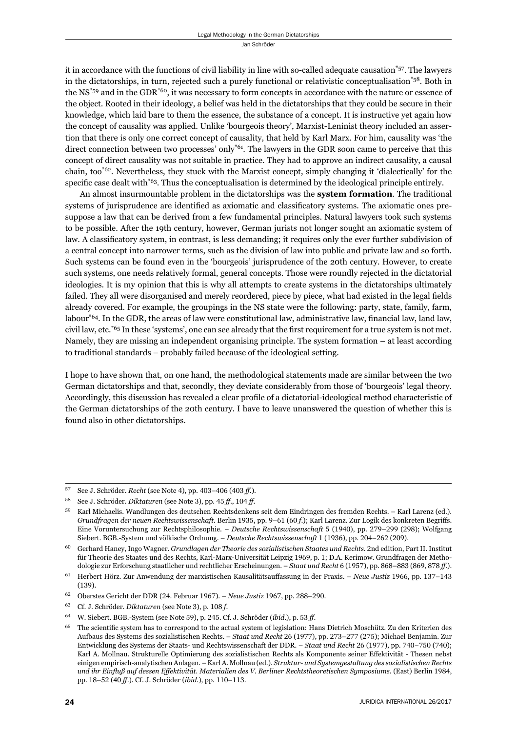it in accordance with the functions of civil liability in line with so-called adequate causation[57]. The lawyers in the dictatorships, in turn, rejected such a purely functional or relativistic conceptualisation[58]. Both in the NS[59] and in the GDR[60], it was necessary to form concepts in accordance with the nature or essence of the object. Rooted in their ideology, a belief was held in the dictatorships that they could be secure in their knowledge, which laid bare to them the essence, the substance of a concept. It is instructive yet again how the concept of causality was applied. Unlike 'bourgeois theory', Marxist-Leninist theory included an assertion that there is only one correct concept of causality, that held by Karl Marx. For him, causality was 'the direct connection between two processes' only[61]. The lawyers in the GDR soon came to perceive that this concept of direct causality was not suitable in practice. They had to approve an indirect causality, a causal chain, too[62]. Nevertheless, they stuck with the Marxist concept, simply changing it 'dialectically' for the specific case dealt with[63]. Thus the conceptualisation is determined by the ideological principle entirely.

An almost insurmountable problem in the dictatorships was the **system formation**. The traditional systems of jurisprudence are identified as axiomatic and classificatory systems. The axiomatic ones presuppose a law that can be derived from a few fundamental principles. Natural lawyers took such systems to be possible. After the 19th century, however, German jurists not longer sought an axiomatic system of law. A classificatory system, in contrast, is less demanding; it requires only the ever further subdivision of a central concept into narrower terms, such as the division of law into public and private law and so forth. Such systems can be found even in the 'bourgeois' jurisprudence of the 20th century. However, to create such systems, one needs relatively formal, general concepts. Those were roundly rejected in the dictatorial ideologies. It is my opinion that this is why all attempts to create systems in the dictatorships ultimately failed. They all were disorganised and merely reordered, piece by piece, what had existed in the legal fields already covered. For example, the groupings in the NS state were the following: party, state, family, farm, labour[64]. In the GDR, the areas of law were constitutional law, administrative law, financial law, land law, civil law, etc.[65] In these 'systems', one can see already that the first requirement for a true system is not met. Namely, they are missing an independent organising principle. The system formation – at least according to traditional standards – probably failed because of the ideological setting.

I hope to have shown that, on one hand, the methodological statements made are similar between the two German dictatorships and that, secondly, they deviate considerably from those of 'bourgeois' legal theory. Accordingly, this discussion has revealed a clear profile of a dictatorial-ideological method characteristic of the German dictatorships of the 20th century. I have to leave unanswered the question of whether this is found also in other dictatorships.

---

57 See J. Schröder. *Recht* (see Note 4), pp. 403–406 (403 *ff.*).

58 See J. Schröder. *Diktaturen* (see Note 3), pp. 45 *ff.*, 104 *ff.*

59 Karl Michaelis. Wandlungen des deutschen Rechtsdenkens seit dem Eindringen des fremden Rechts. – Karl Larenz (ed.). *Grundfragen der neuen Rechtswissenschaft*. Berlin 1935, pp. 9–61 (60 *f.*); Karl Larenz. Zur Logik des konkreten Begriffs. Eine Voruntersuchung zur Rechtsphilosophie. – *Deutsche Rechtswissenschaft* 5 (1940), pp. 279–299 (298); Wolfgang Siebert. BGB.-System und völkische Ordnung. – *Deutsche Rechtswissenschaft* 1 (1936), pp. 204–262 (209).

60 Gerhard Haney, Ingo Wagner. *Grundlagen der Theorie des sozialistischen Staates und Rechts*. 2nd edition, Part II. Institut für Theorie des Staates und des Rechts, Karl-Marx-Universität Leipzig 1969, p. 1; D.A. Kerimow. Grundfragen der Methodologie zur Erforschung staatlicher und rechtlicher Erscheinungen. – *Staat und Recht* 6 (1957), pp. 868–883 (869, 878 *ff.*).

61 Herbert Hörz. Zur Anwendung der marxistischen Kausalitätsauffassung in der Praxis. – *Neue Justiz* 1966, pp. 137–143 (139).

62 Oberstes Gericht der DDR (24. Februar 1967). – *Neue Justiz* 1967, pp. 288–290.

63 Cf. J. Schröder. *Diktaturen* (see Note 3), p. 108 *f.*

64 W. Siebert. BGB.-System (see Note 59), p. 245. Cf. J. Schröder (*ibid.*), p. 53 *ff.*

65 The scientific system has to correspond to the actual system of legislation: Hans Dietrich Moschütz. Zu den Kriterien des Aufbaus des Systems des sozialistischen Rechts. – *Staat und Recht* 26 (1977), pp. 273–277 (275); Michael Benjamin. Zur Entwicklung des Systems der Staats- und Rechtswissenschaft der DDR. – *Staat und Recht* 26 (1977), pp. 740–750 (740); Karl A. Mollnau. Strukturelle Optimierung des sozialistischen Rechts als Komponente seiner Effektivität - Thesen nebst einigen empirisch-analytischen Anlagen. – Karl A. Mollnau (ed.). *Struktur- und Systemgestaltung des sozialistischen Rechts und ihr Einfluß auf dessen Effektivität. Materialien des V. Berliner Rechtstheoretischen Symposiums*. (East) Berlin 1984, pp. 18–52 (40 *ff.*). Cf. J. Schröder (*ibid.*), pp. 110–113.